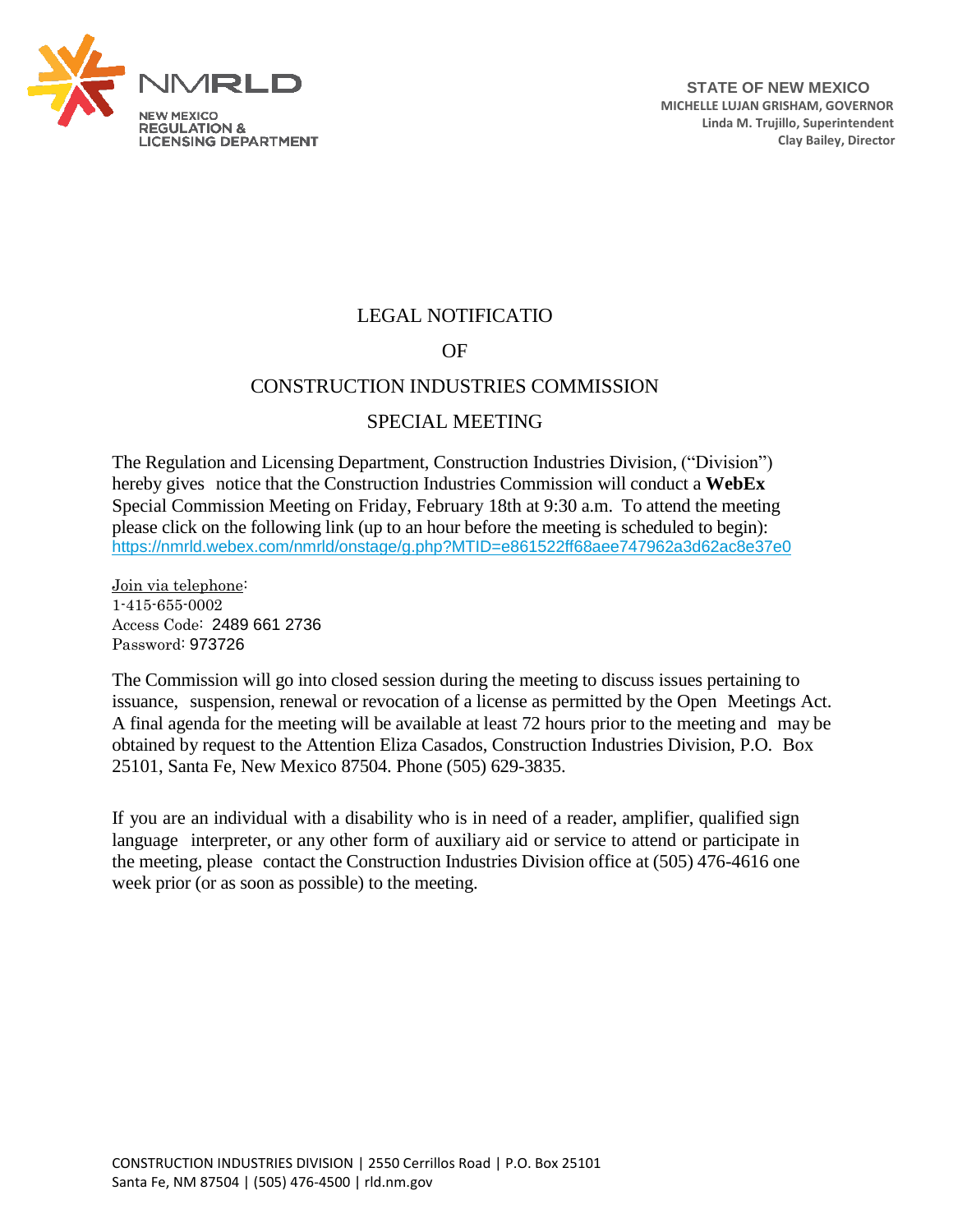NMRLD

NEW MEXICO
REGULATION &
LICENSING DEPARTMENT

**STATE OF NEW MEXICO**
**MICHELLE LUJAN GRISHAM, GOVERNOR**
**Linda M. Trujillo, Superintendent**
**Clay Bailey, Director**

# LEGAL NOTIFICATIO

# OF

# CONSTRUCTION INDUSTRIES COMMISSION

# SPECIAL MEETING

The Regulation and Licensing Department, Construction Industries Division, ("Division") hereby gives notice that the Construction Industries Commission will conduct a **WebEx** Special Commission Meeting on Friday, February 18th at 9:30 a.m. To attend the meeting please click on the following link (up to an hour before the meeting is scheduled to begin):
https://nmrld.webex.com/nmrld/onstage/g.php?MTID=e861522ff68aee747962a3d62ac8e37e0

Join via telephone:
1-415-655-0002
Access Code: 2489 661 2736
Password: 973726

The Commission will go into closed session during the meeting to discuss issues pertaining to issuance, suspension, renewal or revocation of a license as permitted by the Open Meetings Act. A final agenda for the meeting will be available at least 72 hours prior to the meeting and may be obtained by request to the Attention Eliza Casados, Construction Industries Division, P.O. Box 25101, Santa Fe, New Mexico 87504. Phone (505) 629-3835.

If you are an individual with a disability who is in need of a reader, amplifier, qualified sign language interpreter, or any other form of auxiliary aid or service to attend or participate in the meeting, please contact the Construction Industries Division office at (505) 476-4616 one week prior (or as soon as possible) to the meeting.

CONSTRUCTION INDUSTRIES DIVISION | 2550 Cerrillos Road | P.O. Box 25101
Santa Fe, NM 87504 | (505) 476-4500 | rld.nm.gov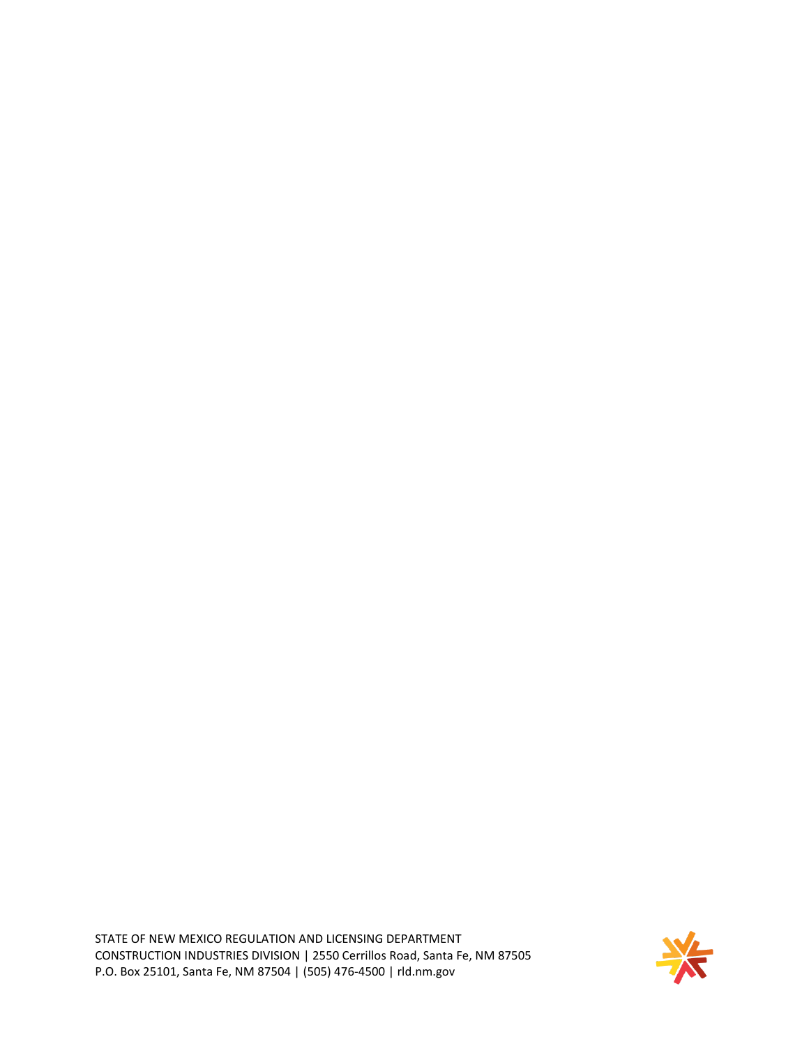STATE OF NEW MEXICO REGULATION AND LICENSING DEPARTMENT
CONSTRUCTION INDUSTRIES DIVISION | 2550 Cerrillos Road, Santa Fe, NM 87505
P.O. Box 25101, Santa Fe, NM 87504 | (505) 476-4500 | rld.nm.gov